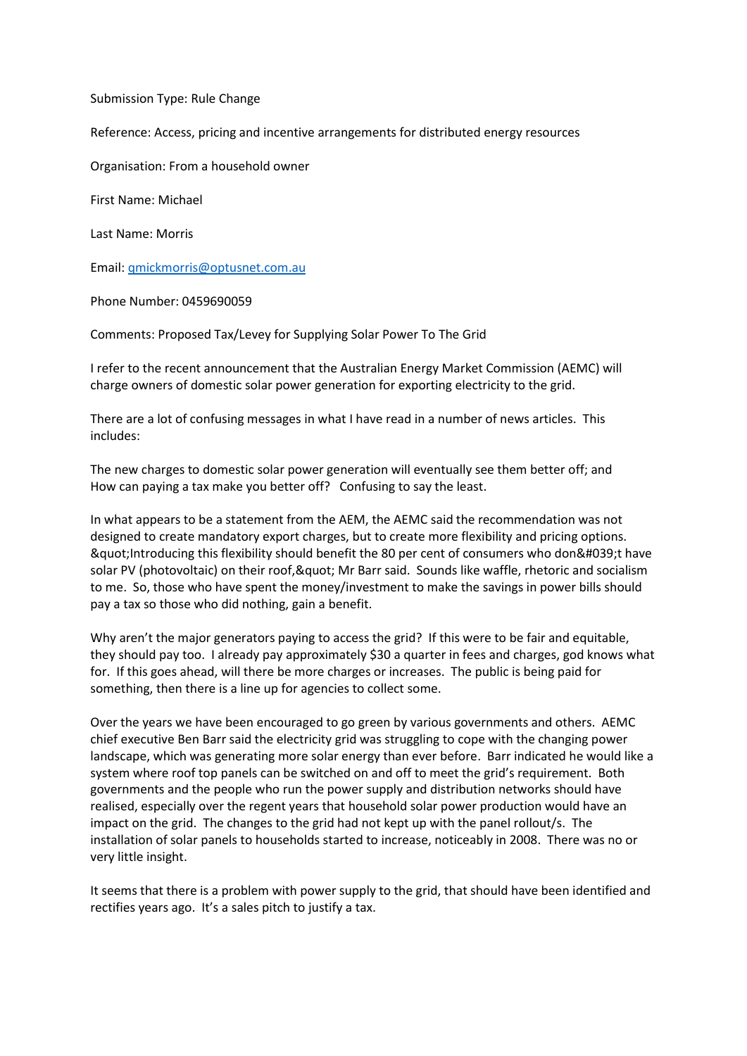Submission Type: Rule Change

Reference: Access, pricing and incentive arrangements for distributed energy resources

Organisation: From a household owner

First Name: Michael

Last Name: Morris

Email: gmickmorris@optusnet.com.au

Phone Number: 0459690059

Comments: Proposed Tax/Levey for Supplying Solar Power To The Grid

I refer to the recent announcement that the Australian Energy Market Commission (AEMC) will charge owners of domestic solar power generation for exporting electricity to the grid.

There are a lot of confusing messages in what I have read in a number of news articles. This includes:

The new charges to domestic solar power generation will eventually see them better off; and
How can paying a tax make you better off? Confusing to say the least.

In what appears to be a statement from the AEM, the AEMC said the recommendation was not designed to create mandatory export charges, but to create more flexibility and pricing options. &quot;Introducing this flexibility should benefit the 80 per cent of consumers who don&#039;t have solar PV (photovoltaic) on their roof,&quot; Mr Barr said. Sounds like waffle, rhetoric and socialism to me. So, those who have spent the money/investment to make the savings in power bills should pay a tax so those who did nothing, gain a benefit.

Why aren't the major generators paying to access the grid? If this were to be fair and equitable, they should pay too. I already pay approximately $30 a quarter in fees and charges, god knows what for. If this goes ahead, will there be more charges or increases. The public is being paid for something, then there is a line up for agencies to collect some.

Over the years we have been encouraged to go green by various governments and others. AEMC chief executive Ben Barr said the electricity grid was struggling to cope with the changing power landscape, which was generating more solar energy than ever before. Barr indicated he would like a system where roof top panels can be switched on and off to meet the grid's requirement. Both governments and the people who run the power supply and distribution networks should have realised, especially over the regent years that household solar power production would have an impact on the grid. The changes to the grid had not kept up with the panel rollout/s. The installation of solar panels to households started to increase, noticeably in 2008. There was no or very little insight.

It seems that there is a problem with power supply to the grid, that should have been identified and rectifies years ago. It's a sales pitch to justify a tax.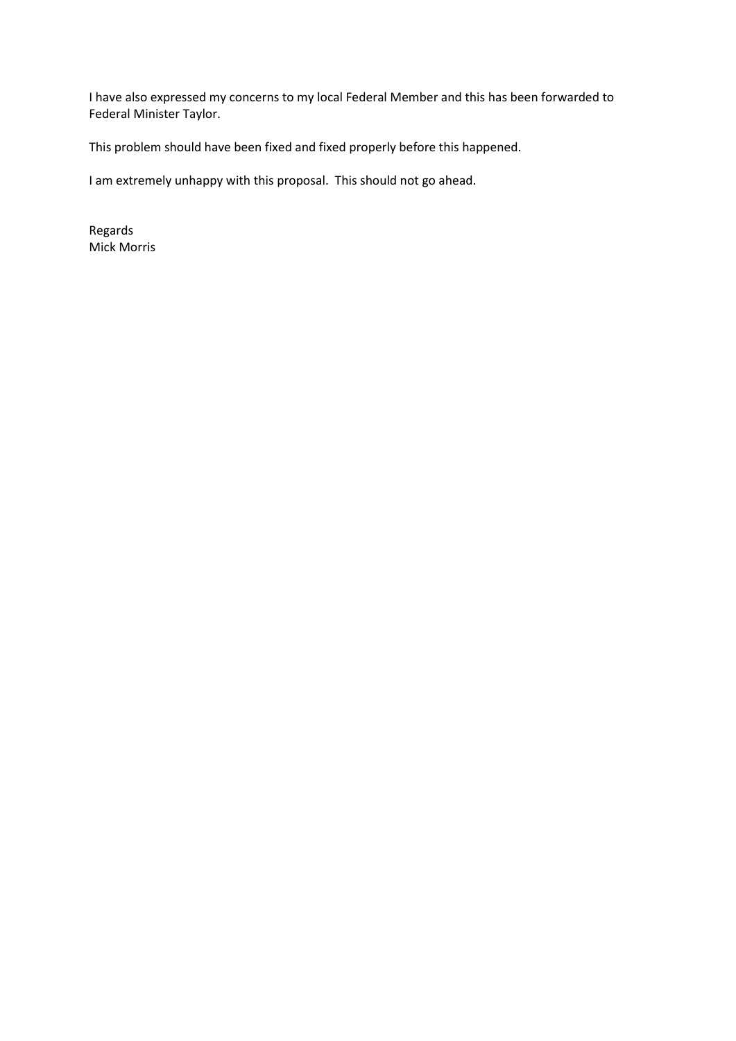I have also expressed my concerns to my local Federal Member and this has been forwarded to Federal Minister Taylor.

This problem should have been fixed and fixed properly before this happened.

I am extremely unhappy with this proposal. This should not go ahead.

Regards
Mick Morris